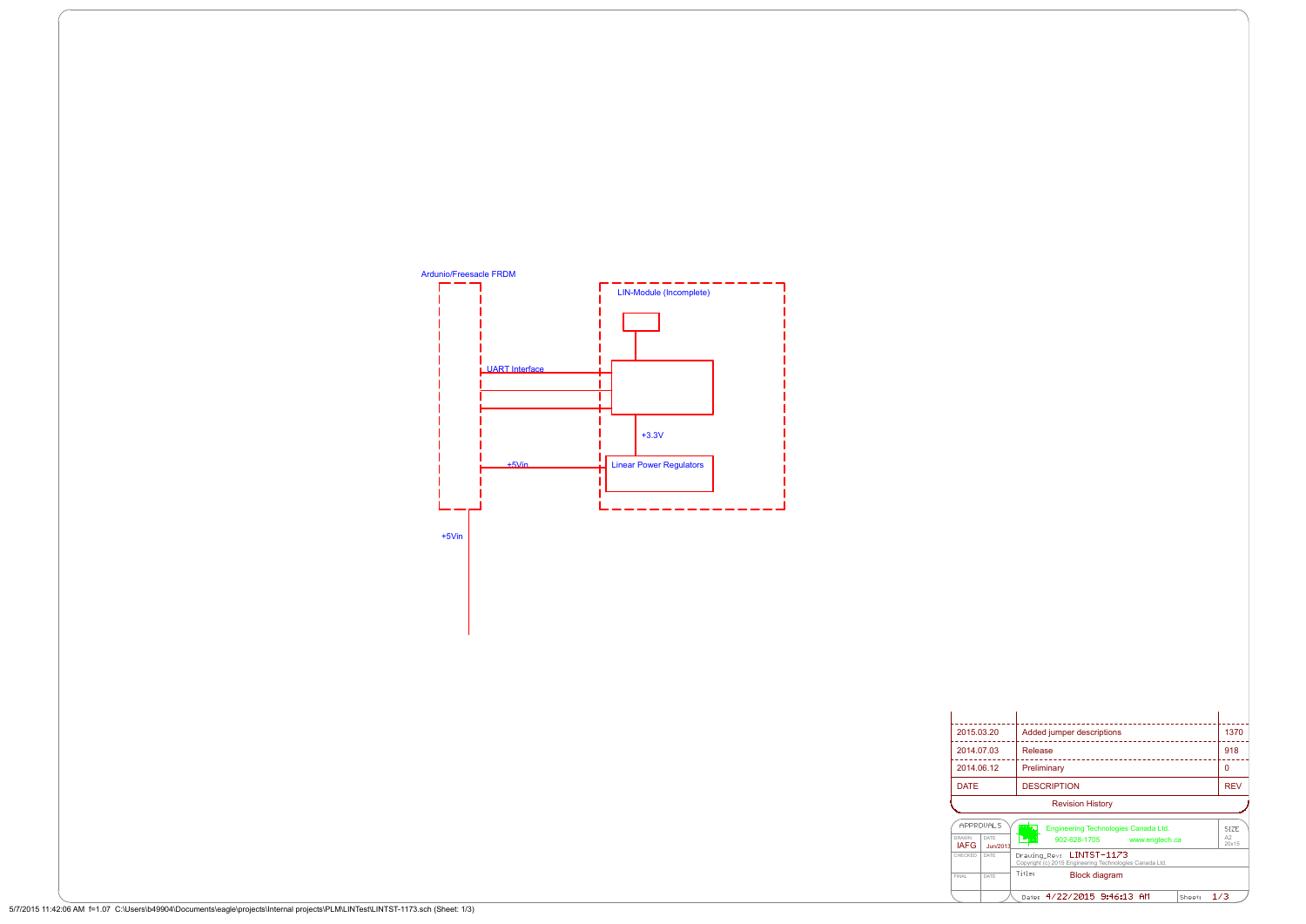Ardunio/Freesacle FRDM

LIN-Module (Incomplete)

UART Interface

+3.3V

+5Vin

Linear Power Regulators

+5Vin

| DATE | DESCRIPTION | REV |
|---|---|---|
| 2015.03.20 | Added jumper descriptions | 1370 |
| 2014.07.03 | Release | 918 |
| 2014.06.12 | Preliminary | 0 |

Revision History

APPROVALS

| | | |
|---|---|---|
| DRAWN IAFG | DATE Jun/2013 | |
| CHECKED | DATE | |
| FINAL | DATE | |

Engineering Technologies Canada Ltd.
902-628-1705 www.engtech.ca

SIZE A2 20x15

Drawing_Rev: LINTST-1173

Copyright (c) 2015 Engineering Technologies Canada Ltd.

Title: Block diagram

Date: 4/22/2015 9:46:13 AM Sheet: 1/3

5/7/2015 11:42:06 AM f=1.07 C:\Users\b49904\Documents\eagle\projects\Internal projects\PLM\LINTest\LINTST-1173.sch (Sheet: 1/3)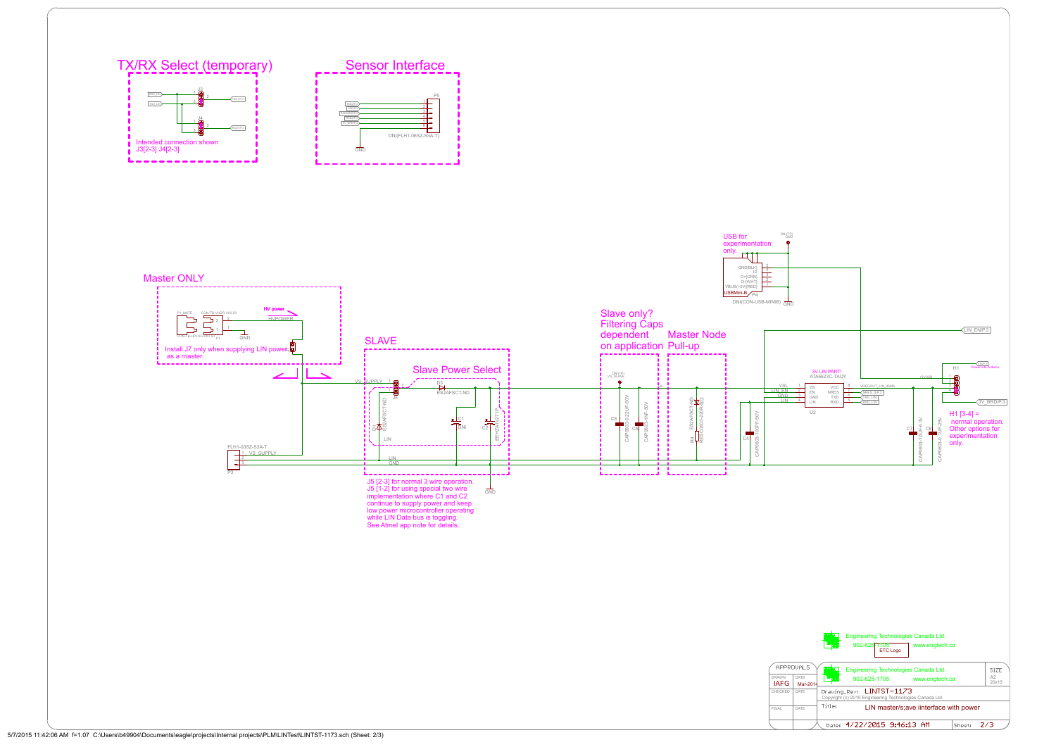## TX/RX Select (temporary)

Intended connection shown
J3[2-3] J4[2-3]

## Sensor Interface

DNI(FLH1-06SZ-S3A-T)

## Master ONLY

Install J7 only when supplying LIN power as a master.

## SLAVE

### Slave Power Select

J5 [2-3] for normal 3 wire operation.
J5 [1-2] for using special two wire implementation where C1 and C2 continue to supply power and keep low power microcontroller operating while LIN Data bus is toggling.
See Atmel app note for details.

## Slave only? Filtering Caps dependent on application

## Master Node Pull-up

## USB for experimentation only.

DNI(CON-USB-MINIB)

3V LIN PART!
ATA6623C-TAQY

H1 [3-4] = normal operation.
Other options for experimentation only.

Engineering Technologies Canada Ltd.
902-628-1705 www.engtech.ca

| APPROVALS | DATE |
| --- | --- |
| DRAWN IAFG | Mar-2014 |
| CHECKED | |
| FINAL | |

Drawing_Rev: LINTST-1173
Copyright (c) 2015 Engineering Technologies Canada Ltd.
Title: LIN master/s;ave iinterface with power
SIZE A2 20x15
Date: 4/22/2015 9:46:13 AM
Sheet: 2/3

5/7/2015 11:42:06 AM f=1.07 C:\Users\b49904\Documents\eagle\projects\Internal projects\PLM\LINTest\LINTST-1173.sch (Sheet: 2/3)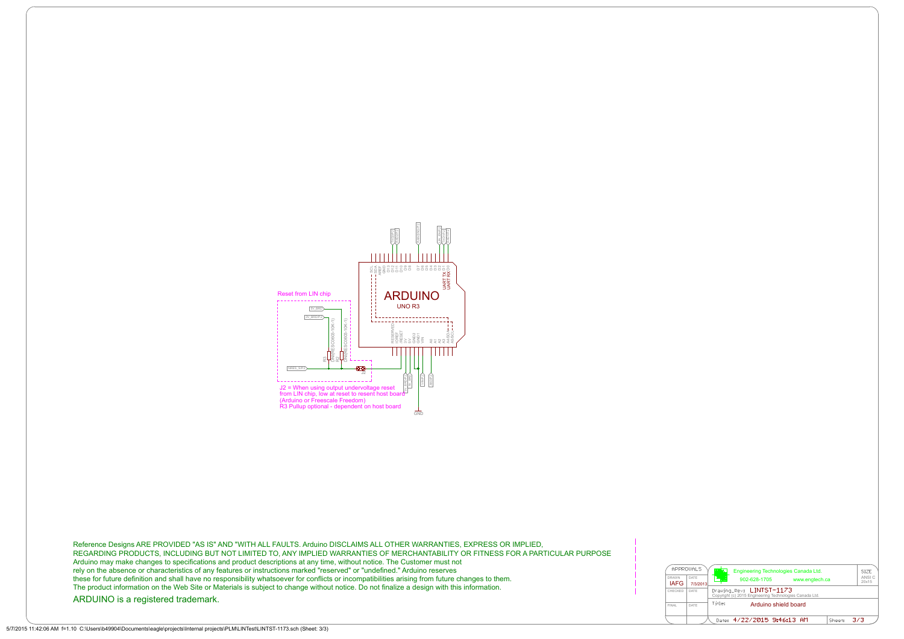Reset from LIN chip

ARDUINO

UNO R3

J2 = When using output undervoltage reset from LIN chip, low at reset to resent host board (Arduino or Freescale Freedom)
R3 Pullup optional - dependent on host board

GND

Reference Designs ARE PROVIDED "AS IS" AND "WITH ALL FAULTS. Arduino DISCLAIMS ALL OTHER WARRANTIES, EXPRESS OR IMPLIED, REGARDING PRODUCTS, INCLUDING BUT NOT LIMITED TO, ANY IMPLIED WARRANTIES OF MERCHANTABILITY OR FITNESS FOR A PARTICULAR PURPOSE
Arduino may make changes to specifications and product descriptions at any time, without notice. The Customer must not rely on the absence or characteristics of any features or instructions marked "reserved" or "undefined." Arduino reserves these for future definition and shall have no responsibility whatsoever for conflicts or incompatibilities arising from future changes to them.
The product information on the Web Site or Materials is subject to change without notice. Do not finalize a design with this information.

ARDUINO is a registered trademark.

| APPROVALS | | | | |
|---|---|---|---|---|
| DRAWN IAFG | DATE 7/3/2013 | Engineering Technologies Canada Ltd. 902-628-1705 www.engtech.ca | | SIZE ANSI C 20x15 |
| CHECKED | DATE | Drawing_Rev: LINTST-1173 Copyright (c) 2015 Engineering Technologies Canada Ltd. | | |
| FINAL | DATE | Title: Arduino shield board | | |
| | | Date: 4/22/2015 9:46:13 AM | Sheet: 3/3 | |

5/7/2015 11:42:06 AM f=1.10 C:\Users\b49904\Documents\eagle\projects\Internal projects\PLM\LINTest\LINTST-1173.sch (Sheet: 3/3)